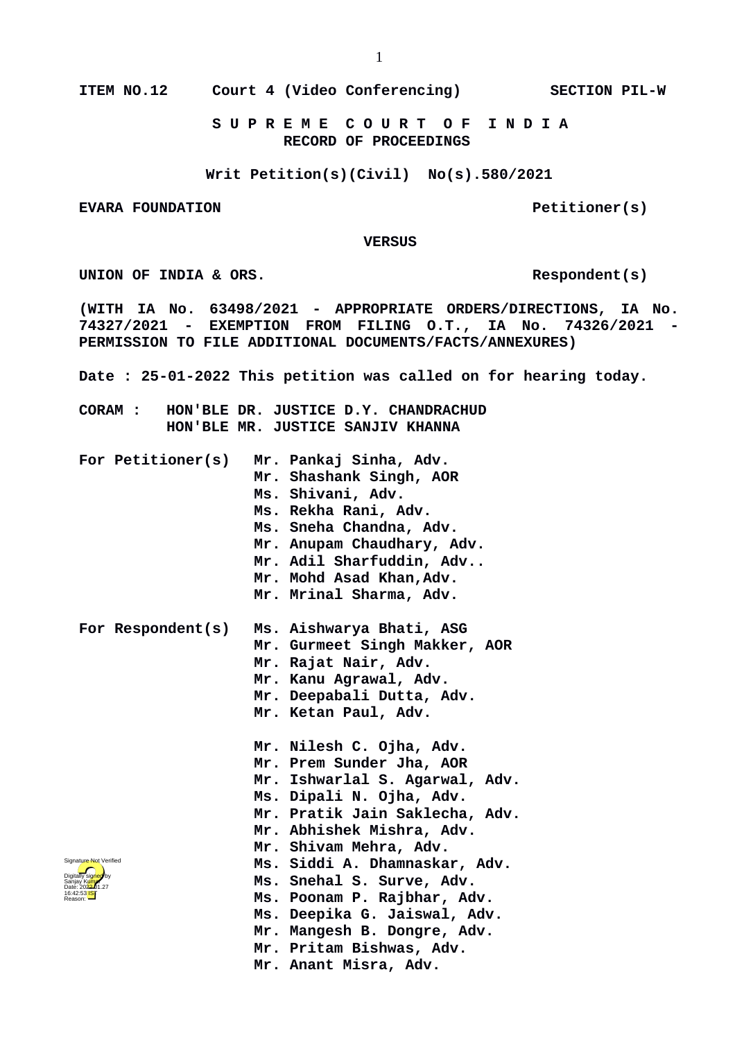**ITEM NO.12 Court 4 (Video Conferencing) SECTION PIL-W**

**S U P R E M E C O U R T O F I N D I A**
**RECORD OF PROCEEDINGS**

**Writ Petition(s)(Civil) No(s).580/2021**

**EVARA FOUNDATION Petitioner(s)**

**VERSUS**

**UNION OF INDIA & ORS. Respondent(s)**

**(WITH IA No. 63498/2021 - APPROPRIATE ORDERS/DIRECTIONS, IA No. 74327/2021 - EXEMPTION FROM FILING O.T., IA No. 74326/2021 - PERMISSION TO FILE ADDITIONAL DOCUMENTS/FACTS/ANNEXURES)**

**Date : 25-01-2022 This petition was called on for hearing today.**

**CORAM : HON'BLE DR. JUSTICE D.Y. CHANDRACHUD**
**HON'BLE MR. JUSTICE SANJIV KHANNA**

**For Petitioner(s)**
**Mr. Pankaj Sinha, Adv.**
**Mr. Shashank Singh, AOR**
**Ms. Shivani, Adv.**
**Ms. Rekha Rani, Adv.**
**Ms. Sneha Chandna, Adv.**
**Mr. Anupam Chaudhary, Adv.**
**Mr. Adil Sharfuddin, Adv..**
**Mr. Mohd Asad Khan,Adv.**
**Mr. Mrinal Sharma, Adv.**

**For Respondent(s)**
**Ms. Aishwarya Bhati, ASG**
**Mr. Gurmeet Singh Makker, AOR**
**Mr. Rajat Nair, Adv.**
**Mr. Kanu Agrawal, Adv.**
**Mr. Deepabali Dutta, Adv.**
**Mr. Ketan Paul, Adv.**

**Mr. Nilesh C. Ojha, Adv.**
**Mr. Prem Sunder Jha, AOR**
**Mr. Ishwarlal S. Agarwal, Adv.**
**Ms. Dipali N. Ojha, Adv.**
**Mr. Pratik Jain Saklecha, Adv.**
**Mr. Abhishek Mishra, Adv.**
**Mr. Shivam Mehra, Adv.**
**Ms. Siddi A. Dhamnaskar, Adv.**
**Ms. Snehal S. Surve, Adv.**
**Ms. Poonam P. Rajbhar, Adv.**
**Ms. Deepika G. Jaiswal, Adv.**
**Mr. Mangesh B. Dongre, Adv.**
**Mr. Pritam Bishwas, Adv.**
**Mr. Anant Misra, Adv.**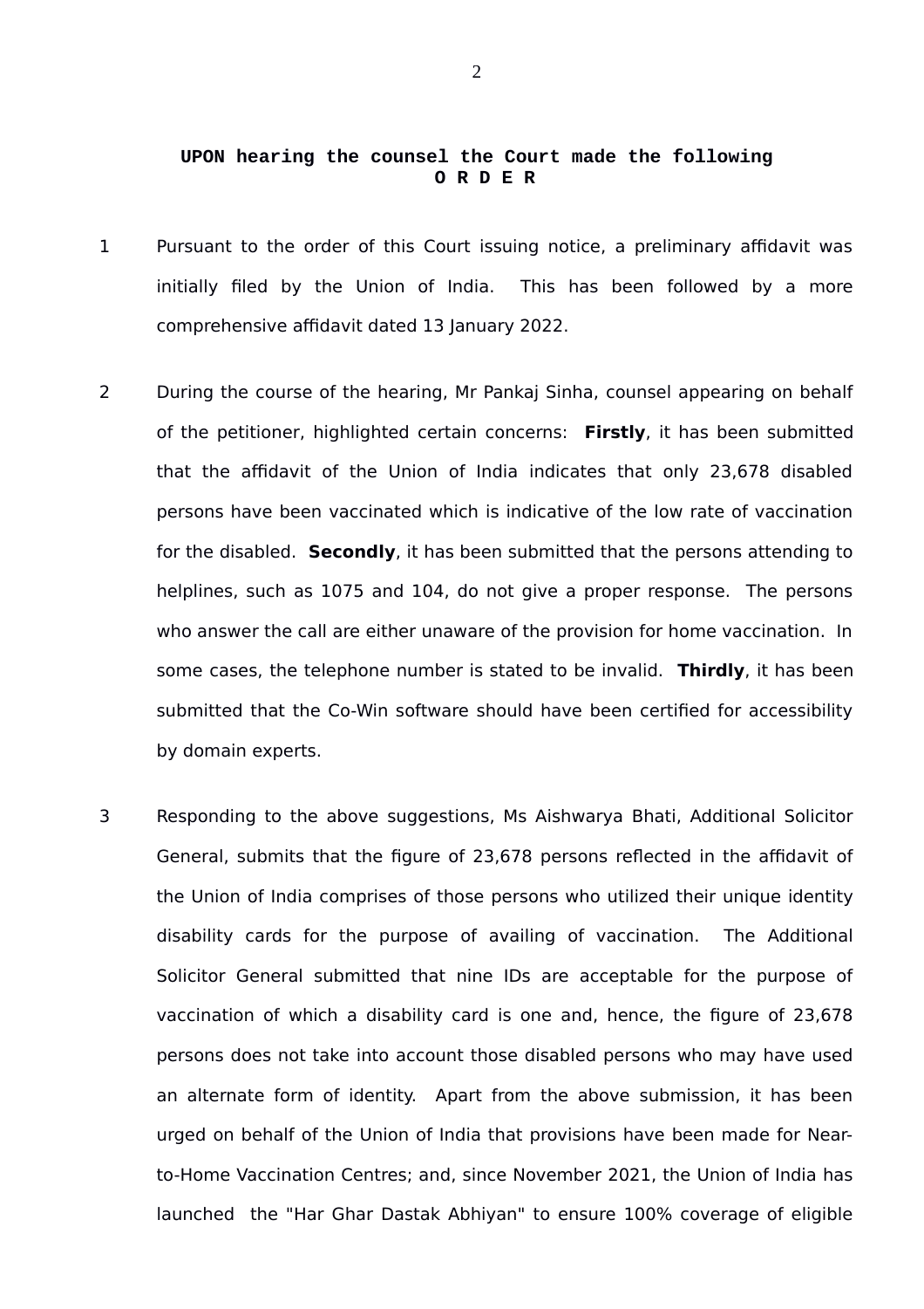**UPON hearing the counsel the Court made the following**
**O R D E R**

1 Pursuant to the order of this Court issuing notice, a preliminary affidavit was initially filed by the Union of India. This has been followed by a more comprehensive affidavit dated 13 January 2022.

2 During the course of the hearing, Mr Pankaj Sinha, counsel appearing on behalf of the petitioner, highlighted certain concerns: **Firstly**, it has been submitted that the affidavit of the Union of India indicates that only 23,678 disabled persons have been vaccinated which is indicative of the low rate of vaccination for the disabled. **Secondly**, it has been submitted that the persons attending to helplines, such as 1075 and 104, do not give a proper response. The persons who answer the call are either unaware of the provision for home vaccination. In some cases, the telephone number is stated to be invalid. **Thirdly**, it has been submitted that the Co-Win software should have been certified for accessibility by domain experts.

3 Responding to the above suggestions, Ms Aishwarya Bhati, Additional Solicitor General, submits that the figure of 23,678 persons reflected in the affidavit of the Union of India comprises of those persons who utilized their unique identity disability cards for the purpose of availing of vaccination. The Additional Solicitor General submitted that nine IDs are acceptable for the purpose of vaccination of which a disability card is one and, hence, the figure of 23,678 persons does not take into account those disabled persons who may have used an alternate form of identity. Apart from the above submission, it has been urged on behalf of the Union of India that provisions have been made for Near-to-Home Vaccination Centres; and, since November 2021, the Union of India has launched the "Har Ghar Dastak Abhiyan" to ensure 100% coverage of eligible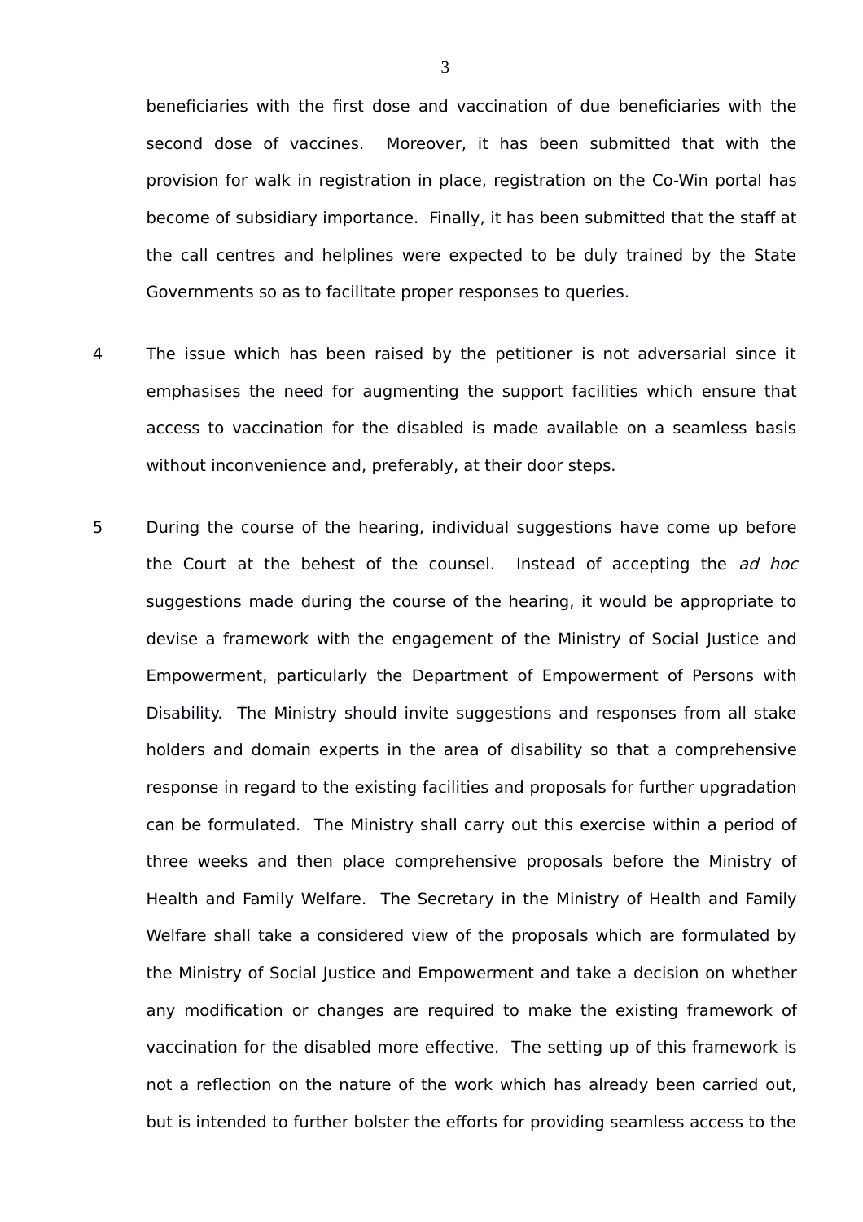beneficiaries with the first dose and vaccination of due beneficiaries with the second dose of vaccines. Moreover, it has been submitted that with the provision for walk in registration in place, registration on the Co-Win portal has become of subsidiary importance. Finally, it has been submitted that the staff at the call centres and helplines were expected to be duly trained by the State Governments so as to facilitate proper responses to queries.

4 The issue which has been raised by the petitioner is not adversarial since it emphasises the need for augmenting the support facilities which ensure that access to vaccination for the disabled is made available on a seamless basis without inconvenience and, preferably, at their door steps.

5 During the course of the hearing, individual suggestions have come up before the Court at the behest of the counsel. Instead of accepting the *ad hoc* suggestions made during the course of the hearing, it would be appropriate to devise a framework with the engagement of the Ministry of Social Justice and Empowerment, particularly the Department of Empowerment of Persons with Disability. The Ministry should invite suggestions and responses from all stake holders and domain experts in the area of disability so that a comprehensive response in regard to the existing facilities and proposals for further upgradation can be formulated. The Ministry shall carry out this exercise within a period of three weeks and then place comprehensive proposals before the Ministry of Health and Family Welfare. The Secretary in the Ministry of Health and Family Welfare shall take a considered view of the proposals which are formulated by the Ministry of Social Justice and Empowerment and take a decision on whether any modification or changes are required to make the existing framework of vaccination for the disabled more effective. The setting up of this framework is not a reflection on the nature of the work which has already been carried out, but is intended to further bolster the efforts for providing seamless access to the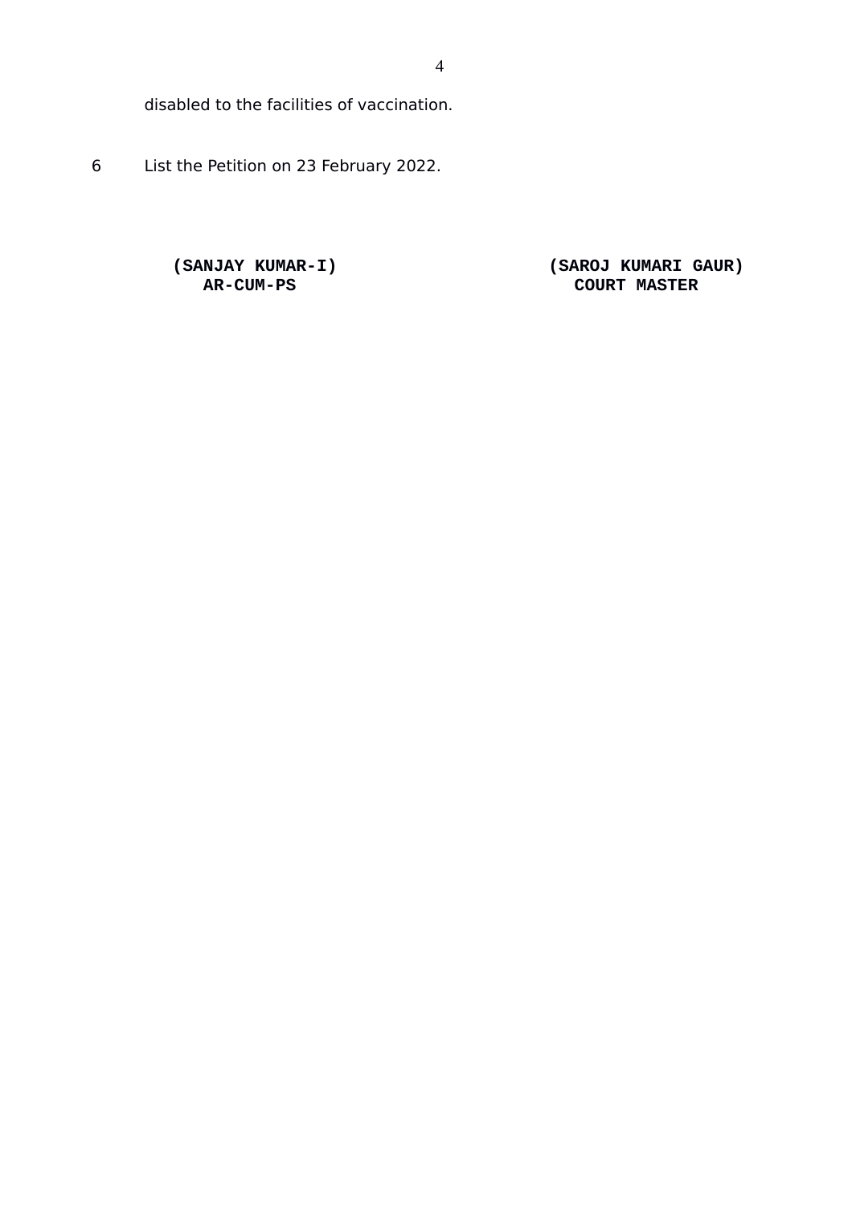disabled to the facilities of vaccination.

6 List the Petition on 23 February 2022.

| | |
|---|---|
| **(SANJAY KUMAR-I)** | **(SAROJ KUMARI GAUR)** |
| **AR-CUM-PS** | **COURT MASTER** |